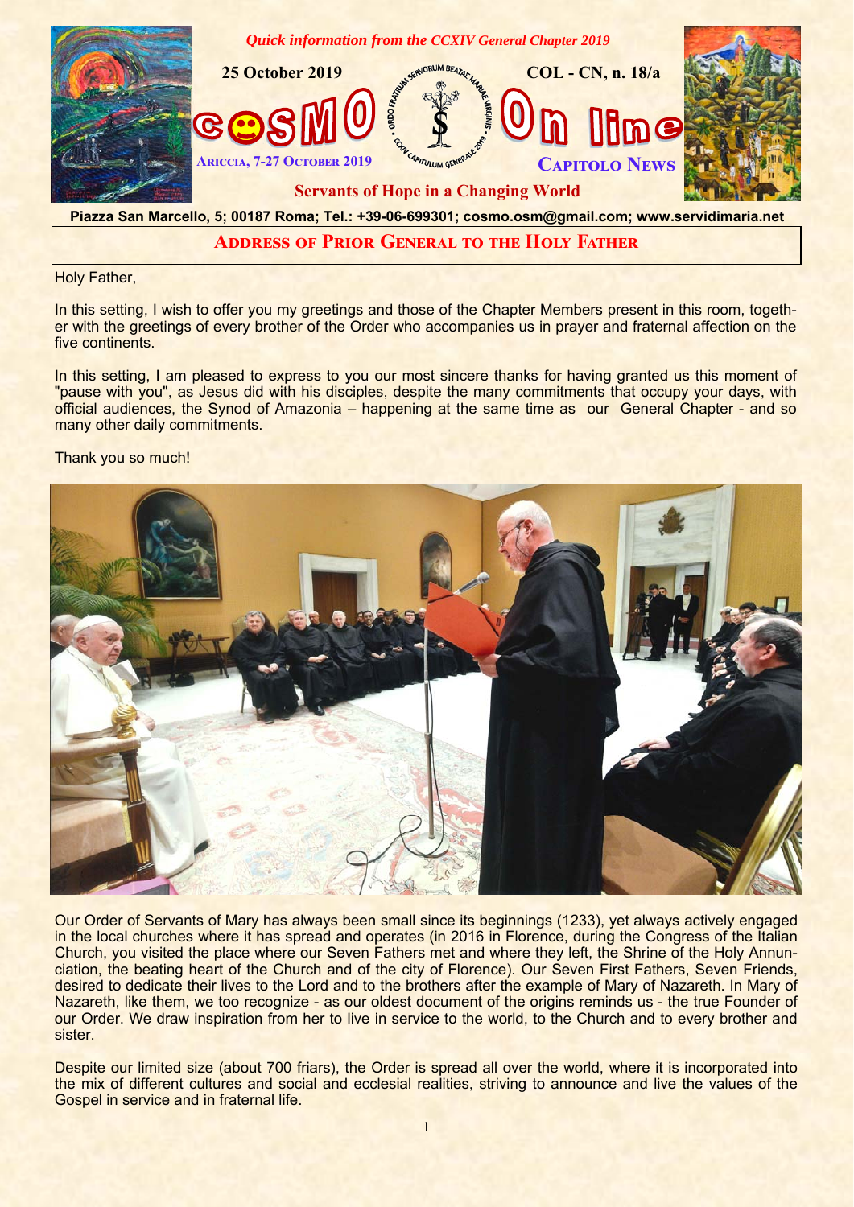*Quick information from the CCXIV General Chapter 2019*

**25 October 2019** **COL - CN, n. 18/a**

# COSMO On line

ARICCIA, 7-27 OCTOBER 2019 — CAPITOLO NEWS

**Servants of Hope in a Changing World**

**Piazza San Marcello, 5; 00187 Roma; Tel.: +39-06-699301; cosmo.osm@gmail.com; www.servidimaria.net**

## ADDRESS OF PRIOR GENERAL TO THE HOLY FATHER

Holy Father,

In this setting, I wish to offer you my greetings and those of the Chapter Members present in this room, together with the greetings of every brother of the Order who accompanies us in prayer and fraternal affection on the five continents.

In this setting, I am pleased to express to you our most sincere thanks for having granted us this moment of "pause with you", as Jesus did with his disciples, despite the many commitments that occupy your days, with official audiences, the Synod of Amazonia – happening at the same time as our General Chapter - and so many other daily commitments.

Thank you so much!

Our Order of Servants of Mary has always been small since its beginnings (1233), yet always actively engaged in the local churches where it has spread and operates (in 2016 in Florence, during the Congress of the Italian Church, you visited the place where our Seven Fathers met and where they left, the Shrine of the Holy Annunciation, the beating heart of the Church and of the city of Florence). Our Seven First Fathers, Seven Friends, desired to dedicate their lives to the Lord and to the brothers after the example of Mary of Nazareth. In Mary of Nazareth, like them, we too recognize - as our oldest document of the origins reminds us - the true Founder of our Order. We draw inspiration from her to live in service to the world, to the Church and to every brother and sister.

Despite our limited size (about 700 friars), the Order is spread all over the world, where it is incorporated into the mix of different cultures and social and ecclesial realities, striving to announce and live the values of the Gospel in service and in fraternal life.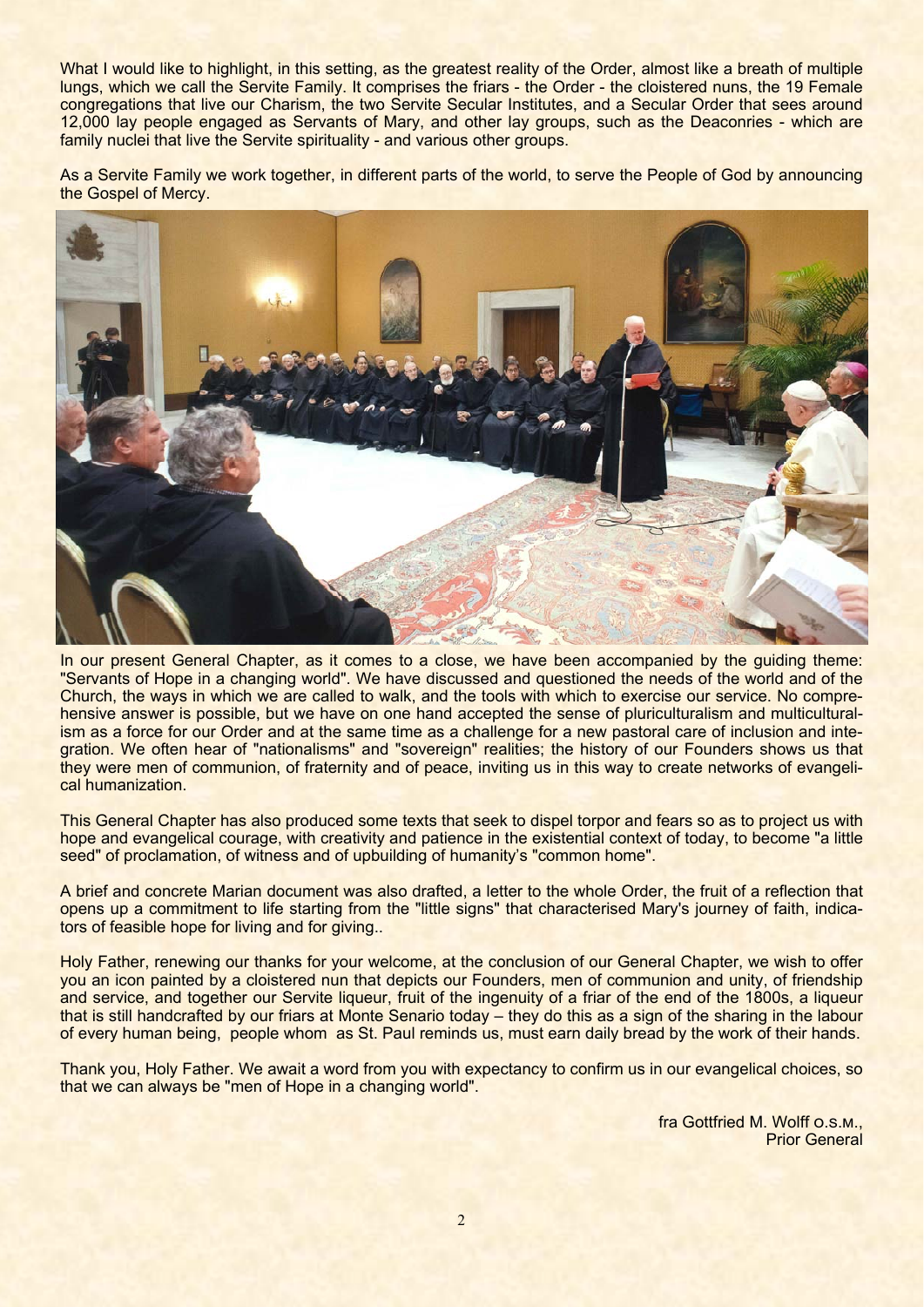What I would like to highlight, in this setting, as the greatest reality of the Order, almost like a breath of multiple lungs, which we call the Servite Family. It comprises the friars - the Order - the cloistered nuns, the 19 Female congregations that live our Charism, the two Servite Secular Institutes, and a Secular Order that sees around 12,000 lay people engaged as Servants of Mary, and other lay groups, such as the Deaconries - which are family nuclei that live the Servite spirituality - and various other groups.

As a Servite Family we work together, in different parts of the world, to serve the People of God by announcing the Gospel of Mercy.

In our present General Chapter, as it comes to a close, we have been accompanied by the guiding theme: "Servants of Hope in a changing world". We have discussed and questioned the needs of the world and of the Church, the ways in which we are called to walk, and the tools with which to exercise our service. No comprehensive answer is possible, but we have on one hand accepted the sense of pluriculturalism and multiculturalism as a force for our Order and at the same time as a challenge for a new pastoral care of inclusion and integration. We often hear of "nationalisms" and "sovereign" realities; the history of our Founders shows us that they were men of communion, of fraternity and of peace, inviting us in this way to create networks of evangelical humanization.

This General Chapter has also produced some texts that seek to dispel torpor and fears so as to project us with hope and evangelical courage, with creativity and patience in the existential context of today, to become "a little seed" of proclamation, of witness and of upbuilding of humanity's "common home".

A brief and concrete Marian document was also drafted, a letter to the whole Order, the fruit of a reflection that opens up a commitment to life starting from the "little signs" that characterised Mary's journey of faith, indicators of feasible hope for living and for giving..

Holy Father, renewing our thanks for your welcome, at the conclusion of our General Chapter, we wish to offer you an icon painted by a cloistered nun that depicts our Founders, men of communion and unity, of friendship and service, and together our Servite liqueur, fruit of the ingenuity of a friar of the end of the 1800s, a liqueur that is still handcrafted by our friars at Monte Senario today – they do this as a sign of the sharing in the labour of every human being, people whom as St. Paul reminds us, must earn daily bread by the work of their hands.

Thank you, Holy Father. We await a word from you with expectancy to confirm us in our evangelical choices, so that we can always be "men of Hope in a changing world".

fra Gottfried M. Wolff O.S.M.,
Prior General